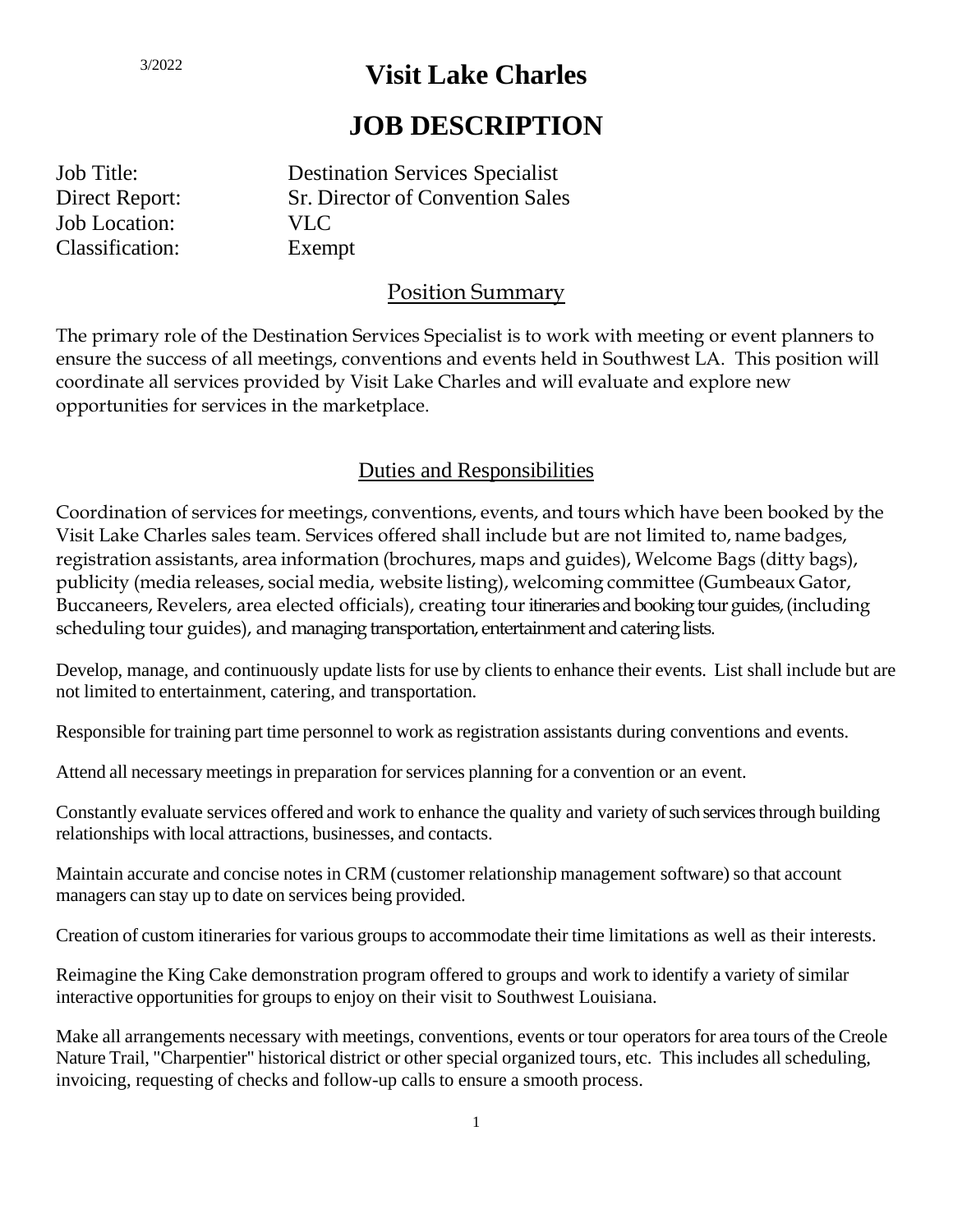3/2022

# Visit Lake Charles

# JOB DESCRIPTION

Job Title: Destination Services Specialist
Direct Report: Sr. Director of Convention Sales
Job Location: VLC
Classification: Exempt

## Position Summary

The primary role of the Destination Services Specialist is to work with meeting or event planners to ensure the success of all meetings, conventions and events held in Southwest LA. This position will coordinate all services provided by Visit Lake Charles and will evaluate and explore new opportunities for services in the marketplace.

## Duties and Responsibilities

Coordination of services for meetings, conventions, events, and tours which have been booked by the Visit Lake Charles sales team. Services offered shall include but are not limited to, name badges, registration assistants, area information (brochures, maps and guides), Welcome Bags (ditty bags), publicity (media releases, social media, website listing), welcoming committee (Gumbeaux Gator, Buccaneers, Revelers, area elected officials), creating tour itineraries and booking tour guides, (including scheduling tour guides), and managing transportation, entertainment and catering lists.

Develop, manage, and continuously update lists for use by clients to enhance their events. List shall include but are not limited to entertainment, catering, and transportation.

Responsible for training part time personnel to work as registration assistants during conventions and events.

Attend all necessary meetings in preparation for services planning for a convention or an event.

Constantly evaluate services offered and work to enhance the quality and variety of such services through building relationships with local attractions, businesses, and contacts.

Maintain accurate and concise notes in CRM (customer relationship management software) so that account managers can stay up to date on services being provided.

Creation of custom itineraries for various groups to accommodate their time limitations as well as their interests.

Reimagine the King Cake demonstration program offered to groups and work to identify a variety of similar interactive opportunities for groups to enjoy on their visit to Southwest Louisiana.

Make all arrangements necessary with meetings, conventions, events or tour operators for area tours of the Creole Nature Trail, "Charpentier" historical district or other special organized tours, etc. This includes all scheduling, invoicing, requesting of checks and follow-up calls to ensure a smooth process.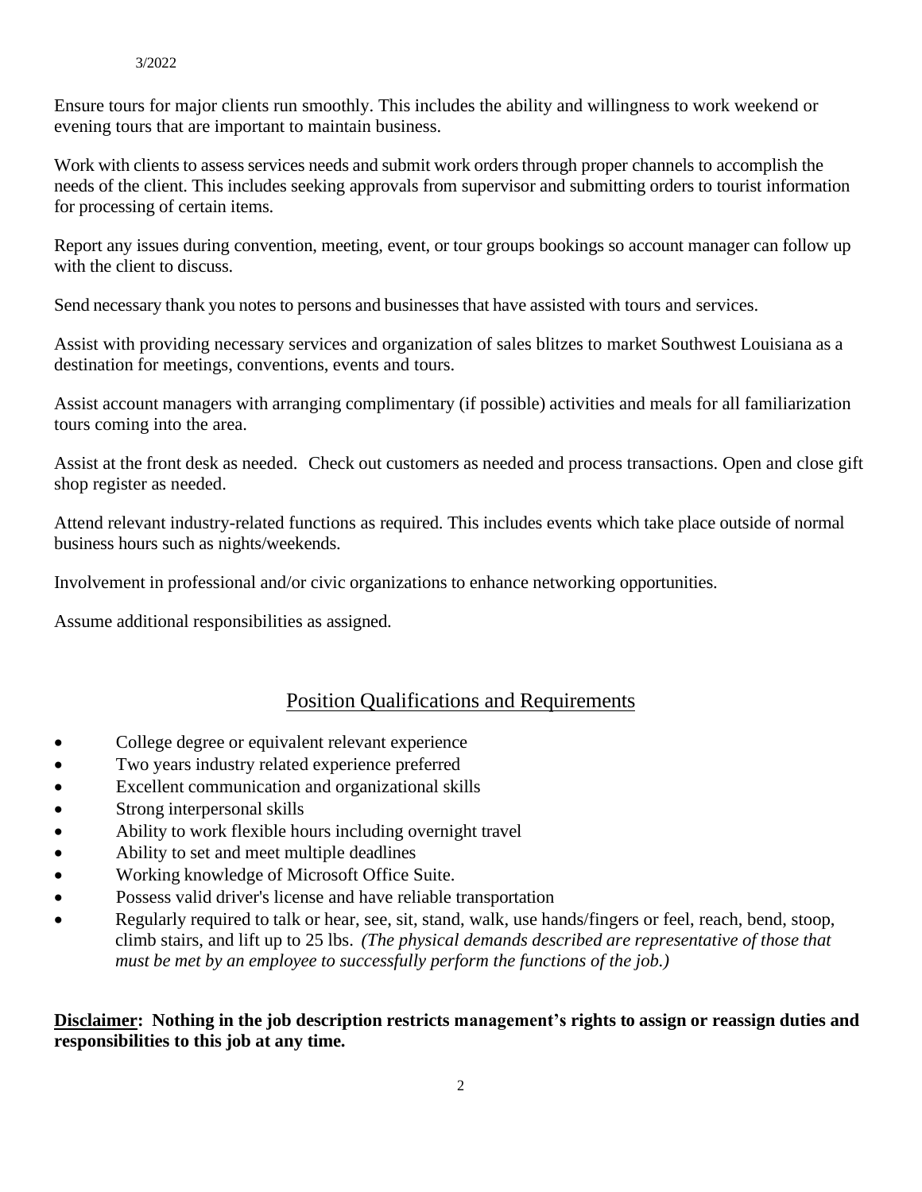Ensure tours for major clients run smoothly. This includes the ability and willingness to work weekend or evening tours that are important to maintain business.

Work with clients to assess services needs and submit work orders through proper channels to accomplish the needs of the client. This includes seeking approvals from supervisor and submitting orders to tourist information for processing of certain items.

Report any issues during convention, meeting, event, or tour groups bookings so account manager can follow up with the client to discuss.

Send necessary thank you notes to persons and businesses that have assisted with tours and services.

Assist with providing necessary services and organization of sales blitzes to market Southwest Louisiana as a destination for meetings, conventions, events and tours.

Assist account managers with arranging complimentary (if possible) activities and meals for all familiarization tours coming into the area.

Assist at the front desk as needed. Check out customers as needed and process transactions. Open and close gift shop register as needed.

Attend relevant industry-related functions as required. This includes events which take place outside of normal business hours such as nights/weekends.

Involvement in professional and/or civic organizations to enhance networking opportunities.

Assume additional responsibilities as assigned.

## Position Qualifications and Requirements

- College degree or equivalent relevant experience
- Two years industry related experience preferred
- Excellent communication and organizational skills
- Strong interpersonal skills
- Ability to work flexible hours including overnight travel
- Ability to set and meet multiple deadlines
- Working knowledge of Microsoft Office Suite.
- Possess valid driver's license and have reliable transportation
- Regularly required to talk or hear, see, sit, stand, walk, use hands/fingers or feel, reach, bend, stoop, climb stairs, and lift up to 25 lbs. *(The physical demands described are representative of those that must be met by an employee to successfully perform the functions of the job.)*

**Disclaimer: Nothing in the job description restricts management's rights to assign or reassign duties and responsibilities to this job at any time.**